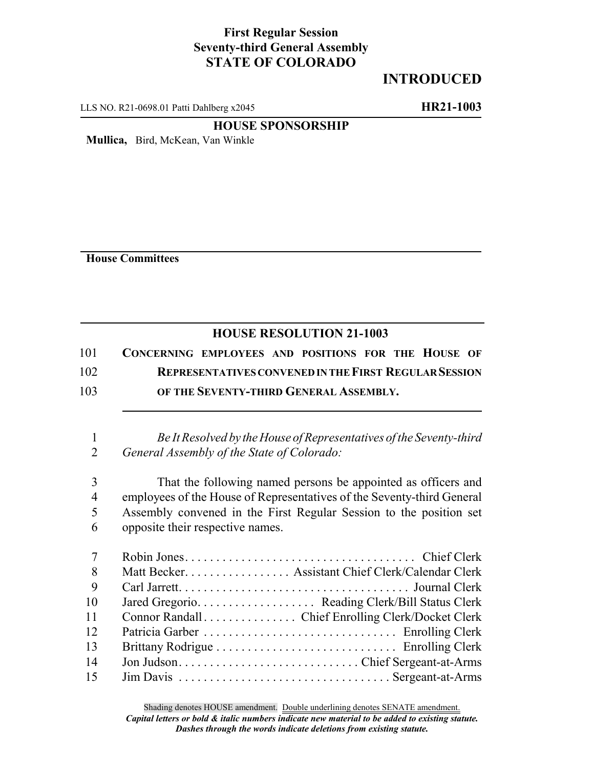**First Regular Session**
**Seventy-third General Assembly**
**STATE OF COLORADO**

# INTRODUCED

LLS NO. R21-0698.01 Patti Dahlberg x2045 **HR21-1003**

**HOUSE SPONSORSHIP**

**Mullica,** Bird, McKean, Van Winkle

**House Committees**

## HOUSE RESOLUTION 21-1003

101 **CONCERNING EMPLOYEES AND POSITIONS FOR THE HOUSE OF**
102 **REPRESENTATIVES CONVENED IN THE FIRST REGULAR SESSION**
103 **OF THE SEVENTY-THIRD GENERAL ASSEMBLY.**

1 *Be It Resolved by the House of Representatives of the Seventy-third*
2 *General Assembly of the State of Colorado:*

3 That the following named persons be appointed as officers and
4 employees of the House of Representatives of the Seventy-third General
5 Assembly convened in the First Regular Session to the position set
6 opposite their respective names.

7 Robin Jones . . . . . . . . . . . . . . . . . . . . . . . . . . . . . . . . . . . . . Chief Clerk
8 Matt Becker . . . . . . . . . . . . . . . . . Assistant Chief Clerk/Calendar Clerk
9 Carl Jarrett . . . . . . . . . . . . . . . . . . . . . . . . . . . . . . . . . . . . . Journal Clerk
10 Jared Gregorio . . . . . . . . . . . . . . . . . . . Reading Clerk/Bill Status Clerk
11 Connor Randall . . . . . . . . . . . . . . . Chief Enrolling Clerk/Docket Clerk
12 Patricia Garber . . . . . . . . . . . . . . . . . . . . . . . . . . . . . . . Enrolling Clerk
13 Brittany Rodrigue . . . . . . . . . . . . . . . . . . . . . . . . . . . . . Enrolling Clerk
14 Jon Judson . . . . . . . . . . . . . . . . . . . . . . . . . . . . . Chief Sergeant-at-Arms
15 Jim Davis . . . . . . . . . . . . . . . . . . . . . . . . . . . . . . . . . . Sergeant-at-Arms

Shading denotes HOUSE amendment. Double underlining denotes SENATE amendment.
*Capital letters or bold & italic numbers indicate new material to be added to existing statute.*
*Dashes through the words indicate deletions from existing statute.*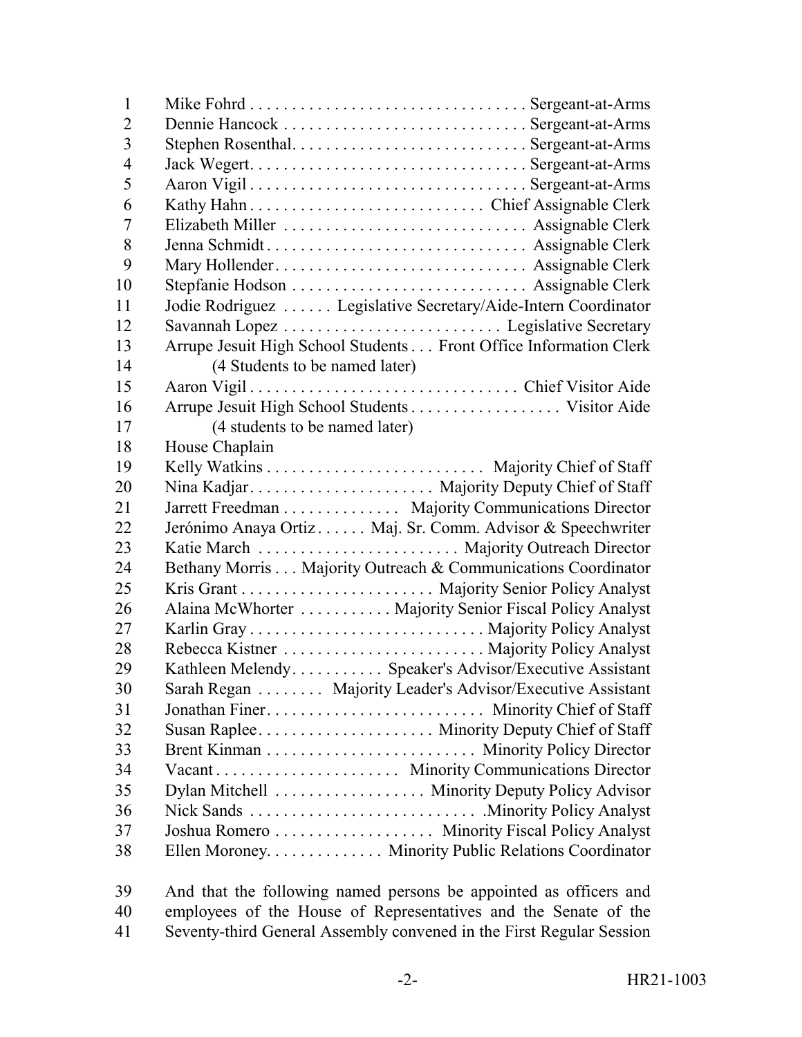Mike Fohrd . . . . . . . . . . . . . . . . . . . . . . . . . . . . . . . . Sergeant-at-Arms
Dennie Hancock . . . . . . . . . . . . . . . . . . . . . . . . . . . . Sergeant-at-Arms
Stephen Rosenthal. . . . . . . . . . . . . . . . . . . . . . . . . . . Sergeant-at-Arms
Jack Wegert. . . . . . . . . . . . . . . . . . . . . . . . . . . . . . . . Sergeant-at-Arms
Aaron Vigil . . . . . . . . . . . . . . . . . . . . . . . . . . . . . . . . Sergeant-at-Arms
Kathy Hahn . . . . . . . . . . . . . . . . . . . . . . . . . . . . Chief Assignable Clerk
Elizabeth Miller . . . . . . . . . . . . . . . . . . . . . . . . . . . . Assignable Clerk
Jenna Schmidt . . . . . . . . . . . . . . . . . . . . . . . . . . . . . . Assignable Clerk
Mary Hollender. . . . . . . . . . . . . . . . . . . . . . . . . . . . . Assignable Clerk
Stepfanie Hodson . . . . . . . . . . . . . . . . . . . . . . . . . . . Assignable Clerk
Jodie Rodriguez . . . . . . Legislative Secretary/Aide-Intern Coordinator
Savannah Lopez . . . . . . . . . . . . . . . . . . . . . . . . . . Legislative Secretary
Arrupe Jesuit High School Students . . . Front Office Information Clerk
(4 Students to be named later)
Aaron Vigil . . . . . . . . . . . . . . . . . . . . . . . . . . . . . . . Chief Visitor Aide
Arrupe Jesuit High School Students . . . . . . . . . . . . . . . . . . Visitor Aide
(4 students to be named later)
House Chaplain
Kelly Watkins . . . . . . . . . . . . . . . . . . . . . . . . . . Majority Chief of Staff
Nina Kadjar. . . . . . . . . . . . . . . . . . . . . . Majority Deputy Chief of Staff
Jarrett Freedman . . . . . . . . . . . . . . Majority Communications Director
Jerónimo Anaya Ortiz . . . . . . Maj. Sr. Comm. Advisor & Speechwriter
Katie March . . . . . . . . . . . . . . . . . . . . . . . . Majority Outreach Director
Bethany Morris . . . Majority Outreach & Communications Coordinator
Kris Grant . . . . . . . . . . . . . . . . . . . . . . . Majority Senior Policy Analyst
Alaina McWhorter . . . . . . . . . . . Majority Senior Fiscal Policy Analyst
Karlin Gray . . . . . . . . . . . . . . . . . . . . . . . . . . . Majority Policy Analyst
Rebecca Kistner . . . . . . . . . . . . . . . . . . . . . . . . Majority Policy Analyst
Kathleen Melendy. . . . . . . . . . . Speaker's Advisor/Executive Assistant
Sarah Regan . . . . . . . . Majority Leader's Advisor/Executive Assistant
Jonathan Finer. . . . . . . . . . . . . . . . . . . . . . . . . . Minority Chief of Staff
Susan Raplee. . . . . . . . . . . . . . . . . . . . . Minority Deputy Chief of Staff
Brent Kinman . . . . . . . . . . . . . . . . . . . . . . . . . Minority Policy Director
Vacant . . . . . . . . . . . . . . . . . . . . . . Minority Communications Director
Dylan Mitchell . . . . . . . . . . . . . . . . . . Minority Deputy Policy Advisor
Nick Sands . . . . . . . . . . . . . . . . . . . . . . . . . . . .Minority Policy Analyst
Joshua Romero . . . . . . . . . . . . . . . . . . . Minority Fiscal Policy Analyst
Ellen Moroney. . . . . . . . . . . . . . Minority Public Relations Coordinator

And that the following named persons be appointed as officers and employees of the House of Representatives and the Senate of the Seventy-third General Assembly convened in the First Regular Session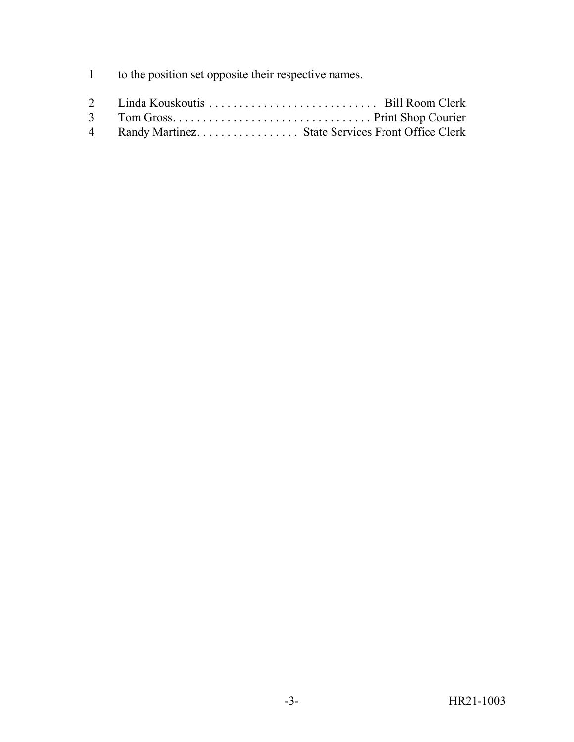to the position set opposite their respective names.

| | |
|---|---|
| Linda Kouskoutis | Bill Room Clerk |
| Tom Gross | Print Shop Courier |
| Randy Martinez | State Services Front Office Clerk |